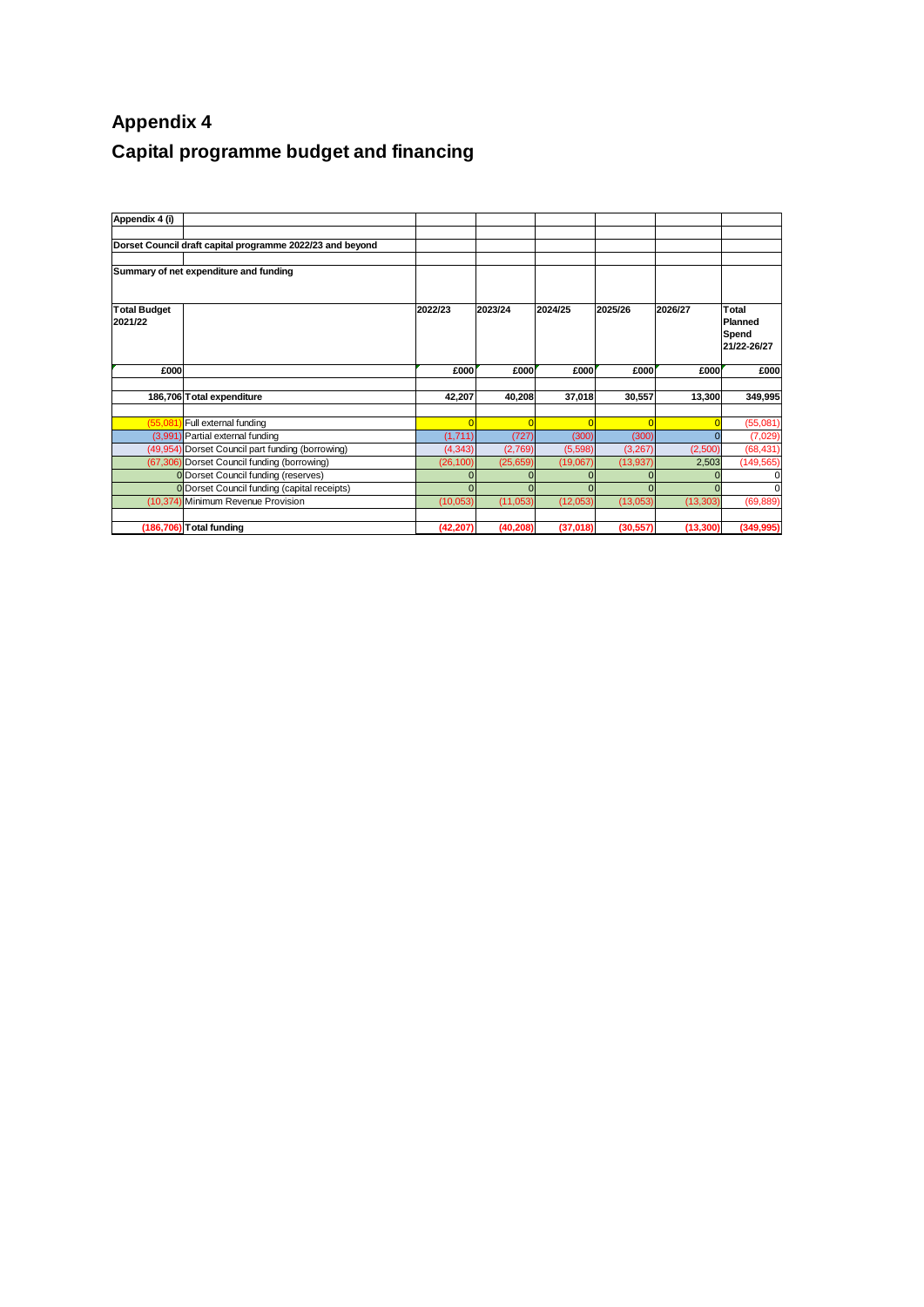# Appendix 4

## Capital programme budget and financing

| Appendix 4 (i) | | | | | | | |
|---|---|---|---|---|---|---|---|
| Dorset Council draft capital programme 2022/23 and beyond | | | | | | | |
| Summary of net expenditure and funding | | | | | | | |
| Total Budget 2021/22 | | 2022/23 | 2023/24 | 2024/25 | 2025/26 | 2026/27 | Total Planned Spend 21/22-26/27 |
| £000 | | £000 | £000 | £000 | £000 | £000 | £000 |
| 186,706 | Total expenditure | 42,207 | 40,208 | 37,018 | 30,557 | 13,300 | 349,995 |
| (55,081) | Full external funding | 0 | 0 | 0 | 0 | 0 | (55,081) |
| (3,991) | Partial external funding | (1,711) | (727) | (300) | (300) | 0 | (7,029) |
| (49,954) | Dorset Council part funding (borrowing) | (4,343) | (2,769) | (5,598) | (3,267) | (2,500) | (68,431) |
| (67,306) | Dorset Council funding (borrowing) | (26,100) | (25,659) | (19,067) | (13,937) | 2,503 | (149,565) |
| 0 | Dorset Council funding (reserves) | 0 | 0 | 0 | 0 | 0 | 0 |
| 0 | Dorset Council funding (capital receipts) | 0 | 0 | 0 | 0 | 0 | 0 |
| (10,374) | Minimum Revenue Provision | (10,053) | (11,053) | (12,053) | (13,053) | (13,303) | (69,889) |
| (186,706) | Total funding | (42,207) | (40,208) | (37,018) | (30,557) | (13,300) | (349,995) |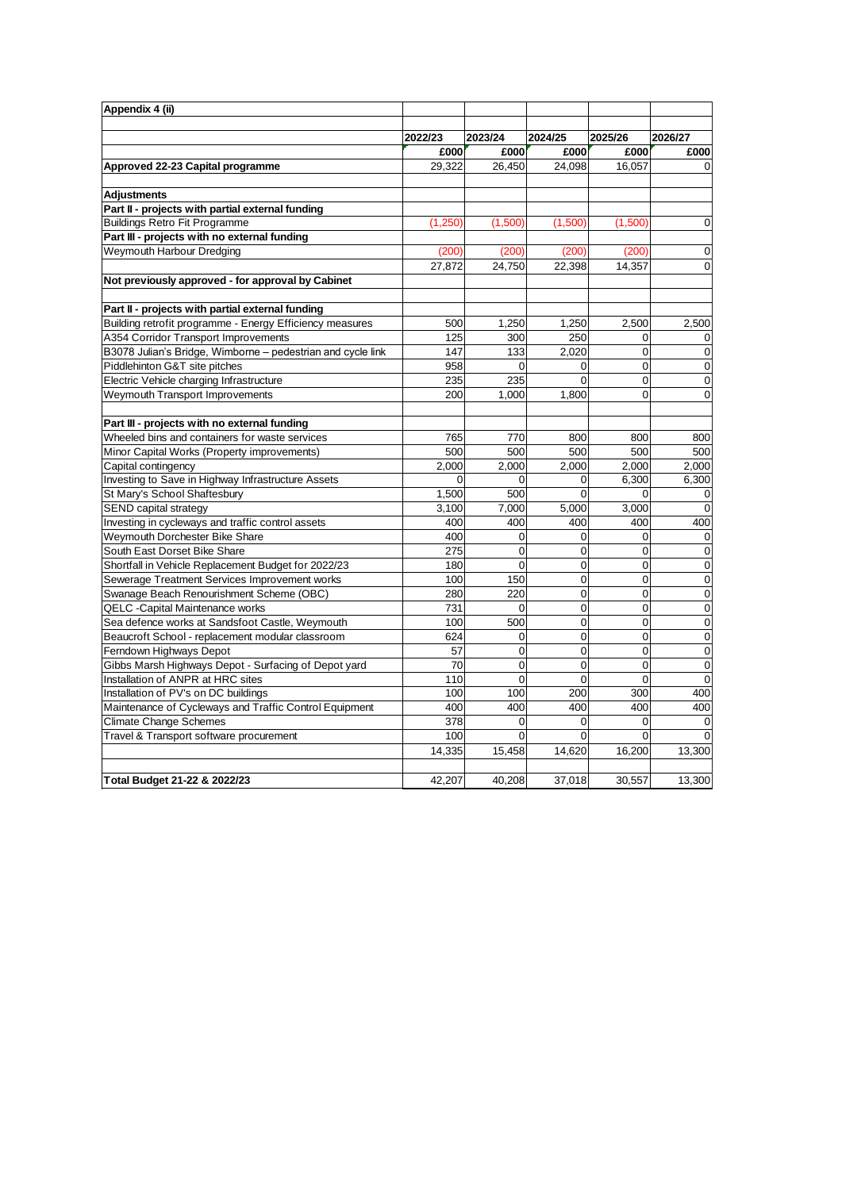| Appendix 4 (ii) | | | | | |
|---|---|---|---|---|---|
| | 2022/23 | 2023/24 | 2024/25 | 2025/26 | 2026/27 |
| | £000 | £000 | £000 | £000 | £000 |
| **Approved 22-23 Capital programme** | 29,322 | 26,450 | 24,098 | 16,057 | 0 |
| | | | | | |
| **Adjustments** | | | | | |
| **Part II - projects with partial external funding** | | | | | |
| Buildings Retro Fit Programme | (1,250) | (1,500) | (1,500) | (1,500) | 0 |
| **Part III - projects with no external funding** | | | | | |
| Weymouth Harbour Dredging | (200) | (200) | (200) | (200) | 0 |
| | 27,872 | 24,750 | 22,398 | 14,357 | 0 |
| **Not previously approved - for approval by Cabinet** | | | | | |
| | | | | | |
| **Part II - projects with partial external funding** | | | | | |
| Building retrofit programme - Energy Efficiency measures | 500 | 1,250 | 1,250 | 2,500 | 2,500 |
| A354 Corridor Transport Improvements | 125 | 300 | 250 | 0 | 0 |
| B3078 Julian's Bridge, Wimborne – pedestrian and cycle link | 147 | 133 | 2,020 | 0 | 0 |
| Piddlehinton G&T site pitches | 958 | 0 | 0 | 0 | 0 |
| Electric Vehicle charging Infrastructure | 235 | 235 | 0 | 0 | 0 |
| Weymouth Transport Improvements | 200 | 1,000 | 1,800 | 0 | 0 |
| | | | | | |
| **Part III - projects with no external funding** | | | | | |
| Wheeled bins and containers for waste services | 765 | 770 | 800 | 800 | 800 |
| Minor Capital Works (Property improvements) | 500 | 500 | 500 | 500 | 500 |
| Capital contingency | 2,000 | 2,000 | 2,000 | 2,000 | 2,000 |
| Investing to Save in Highway Infrastructure Assets | 0 | 0 | 0 | 6,300 | 6,300 |
| St Mary's School Shaftesbury | 1,500 | 500 | 0 | 0 | 0 |
| SEND capital strategy | 3,100 | 7,000 | 5,000 | 3,000 | 0 |
| Investing in cycleways and traffic control assets | 400 | 400 | 400 | 400 | 400 |
| Weymouth Dorchester Bike Share | 400 | 0 | 0 | 0 | 0 |
| South East Dorset Bike Share | 275 | 0 | 0 | 0 | 0 |
| Shortfall in Vehicle Replacement Budget for 2022/23 | 180 | 0 | 0 | 0 | 0 |
| Sewerage Treatment Services Improvement works | 100 | 150 | 0 | 0 | 0 |
| Swanage Beach Renourishment Scheme (OBC) | 280 | 220 | 0 | 0 | 0 |
| QELC -Capital Maintenance works | 731 | 0 | 0 | 0 | 0 |
| Sea defence works at Sandsfoot Castle, Weymouth | 100 | 500 | 0 | 0 | 0 |
| Beaucroft School - replacement modular classroom | 624 | 0 | 0 | 0 | 0 |
| Ferndown Highways Depot | 57 | 0 | 0 | 0 | 0 |
| Gibbs Marsh Highways Depot - Surfacing of Depot yard | 70 | 0 | 0 | 0 | 0 |
| Installation of ANPR at HRC sites | 110 | 0 | 0 | 0 | 0 |
| Installation of PV's on DC buildings | 100 | 100 | 200 | 300 | 400 |
| Maintenance of Cycleways and Traffic Control Equipment | 400 | 400 | 400 | 400 | 400 |
| Climate Change Schemes | 378 | 0 | 0 | 0 | 0 |
| Travel & Transport software procurement | 100 | 0 | 0 | 0 | 0 |
| | 14,335 | 15,458 | 14,620 | 16,200 | 13,300 |
| | | | | | |
| **Total Budget 21-22 & 2022/23** | 42,207 | 40,208 | 37,018 | 30,557 | 13,300 |